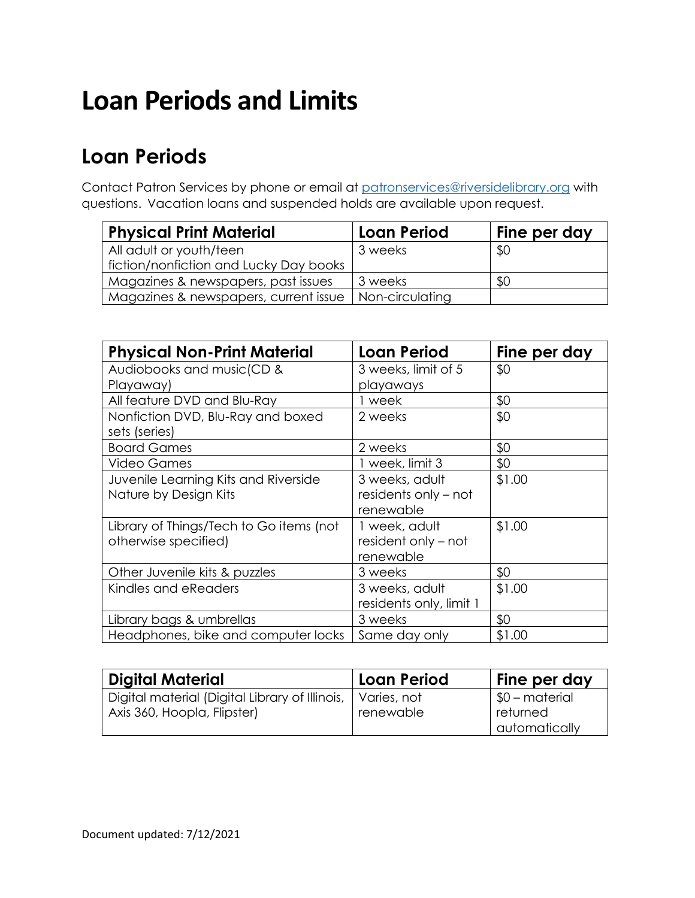# Loan Periods and Limits

## Loan Periods

Contact Patron Services by phone or email at patronservices@riversidelibrary.org with questions. Vacation loans and suspended holds are available upon request.

| Physical Print Material | Loan Period | Fine per day |
|---|---|---|
| All adult or youth/teen fiction/nonfiction and Lucky Day books | 3 weeks | $0 |
| Magazines & newspapers, past issues | 3 weeks | $0 |
| Magazines & newspapers, current issue | Non-circulating | |

| Physical Non-Print Material | Loan Period | Fine per day |
|---|---|---|
| Audiobooks and music(CD & Playaway) | 3 weeks, limit of 5 playaways | $0 |
| All feature DVD and Blu-Ray | 1 week | $0 |
| Nonfiction DVD, Blu-Ray and boxed sets (series) | 2 weeks | $0 |
| Board Games | 2 weeks | $0 |
| Video Games | 1 week, limit 3 | $0 |
| Juvenile Learning Kits and Riverside Nature by Design Kits | 3 weeks, adult residents only – not renewable | $1.00 |
| Library of Things/Tech to Go items (not otherwise specified) | 1 week, adult resident only – not renewable | $1.00 |
| Other Juvenile kits & puzzles | 3 weeks | $0 |
| Kindles and eReaders | 3 weeks, adult residents only, limit 1 | $1.00 |
| Library bags & umbrellas | 3 weeks | $0 |
| Headphones, bike and computer locks | Same day only | $1.00 |

| Digital Material | Loan Period | Fine per day |
|---|---|---|
| Digital material (Digital Library of Illinois, Axis 360, Hoopla, Flipster) | Varies, not renewable | $0 – material returned automatically |

Document updated: 7/12/2021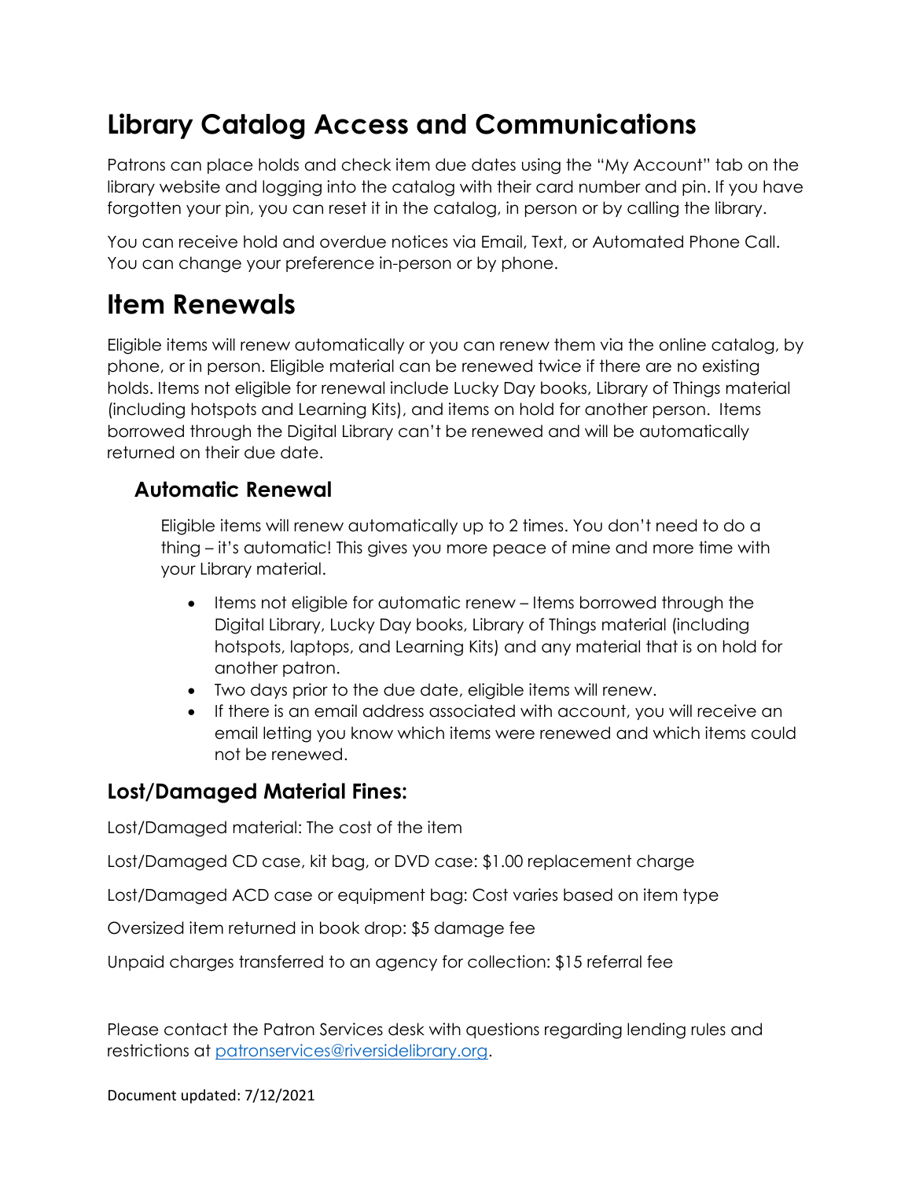# Library Catalog Access and Communications

Patrons can place holds and check item due dates using the "My Account" tab on the library website and logging into the catalog with their card number and pin. If you have forgotten your pin, you can reset it in the catalog, in person or by calling the library.

You can receive hold and overdue notices via Email, Text, or Automated Phone Call. You can change your preference in-person or by phone.

# Item Renewals

Eligible items will renew automatically or you can renew them via the online catalog, by phone, or in person. Eligible material can be renewed twice if there are no existing holds. Items not eligible for renewal include Lucky Day books, Library of Things material (including hotspots and Learning Kits), and items on hold for another person. Items borrowed through the Digital Library can't be renewed and will be automatically returned on their due date.

## Automatic Renewal

Eligible items will renew automatically up to 2 times. You don't need to do a thing – it's automatic! This gives you more peace of mine and more time with your Library material.

- Items not eligible for automatic renew – Items borrowed through the Digital Library, Lucky Day books, Library of Things material (including hotspots, laptops, and Learning Kits) and any material that is on hold for another patron.
- Two days prior to the due date, eligible items will renew.
- If there is an email address associated with account, you will receive an email letting you know which items were renewed and which items could not be renewed.

## Lost/Damaged Material Fines:

Lost/Damaged material: The cost of the item

Lost/Damaged CD case, kit bag, or DVD case: $1.00 replacement charge

Lost/Damaged ACD case or equipment bag: Cost varies based on item type

Oversized item returned in book drop: $5 damage fee

Unpaid charges transferred to an agency for collection: $15 referral fee

Please contact the Patron Services desk with questions regarding lending rules and restrictions at patronservices@riversidelibrary.org.

Document updated: 7/12/2021